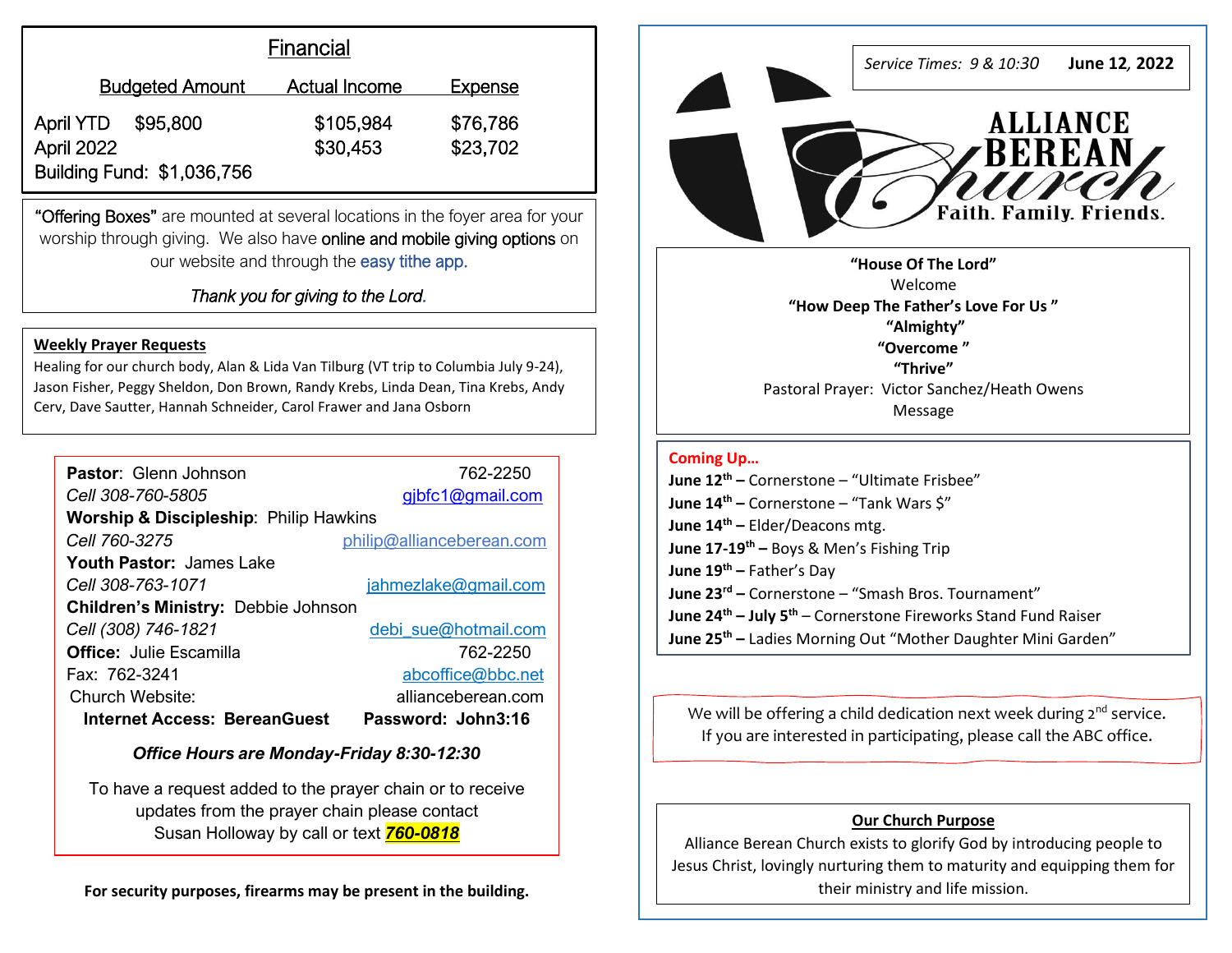## Financial

| | Budgeted Amount | Actual Income | Expense |
|---|---|---|---|
| April YTD | $95,800 | $105,984 | $76,786 |
| April 2022 | | $30,453 | $23,702 |

Building Fund: $1,036,756

"Offering Boxes" are mounted at several locations in the foyer area for your worship through giving. We also have online and mobile giving options on our website and through the easy tithe app.

*Thank you for giving to the Lord.*

**Weekly Prayer Requests**

Healing for our church body, Alan & Lida Van Tilburg (VT trip to Columbia July 9-24), Jason Fisher, Peggy Sheldon, Don Brown, Randy Krebs, Linda Dean, Tina Krebs, Andy Cerv, Dave Sautter, Hannah Schneider, Carol Frawer and Jana Osborn

**Pastor**: Glenn Johnson 762-2250
*Cell 308-760-5805* gjbfc1@gmail.com
**Worship & Discipleship**: Philip Hawkins
*Cell 760-3275* philip@allianceberean.com
**Youth Pastor:** James Lake
*Cell 308-763-1071* jahmezlake@gmail.com
**Children's Ministry:** Debbie Johnson
*Cell (308) 746-1821* debi_sue@hotmail.com
**Office:** Julie Escamilla 762-2250
Fax: 762-3241 abcoffice@bbc.net
Church Website: allianceberean.com
**Internet Access: BereanGuest Password: John3:16**

***Office Hours are Monday-Friday 8:30-12:30***

To have a request added to the prayer chain or to receive updates from the prayer chain please contact Susan Holloway by call or text ***760-0818***

**For security purposes, firearms may be present in the building.**

*Service Times: 9 & 10:30* **June 12, 2022**

# ALLIANCE BEREAN Church
**Faith. Family. Friends.**

**"House Of The Lord"**
Welcome
**"How Deep The Father's Love For Us "**
**"Almighty"**
**"Overcome "**
**"Thrive"**
Pastoral Prayer: Victor Sanchez/Heath Owens
Message

**Coming Up…**

**June 12th –** Cornerstone – "Ultimate Frisbee"
**June 14th –** Cornerstone – "Tank Wars $"
**June 14th –** Elder/Deacons mtg.
**June 17-19th –** Boys & Men's Fishing Trip
**June 19th –** Father's Day
**June 23rd –** Cornerstone – "Smash Bros. Tournament"
**June 24th – July 5th –** Cornerstone Fireworks Stand Fund Raiser
**June 25th –** Ladies Morning Out "Mother Daughter Mini Garden"

We will be offering a child dedication next week during 2nd service. If you are interested in participating, please call the ABC office.

**Our Church Purpose**

Alliance Berean Church exists to glorify God by introducing people to Jesus Christ, lovingly nurturing them to maturity and equipping them for their ministry and life mission.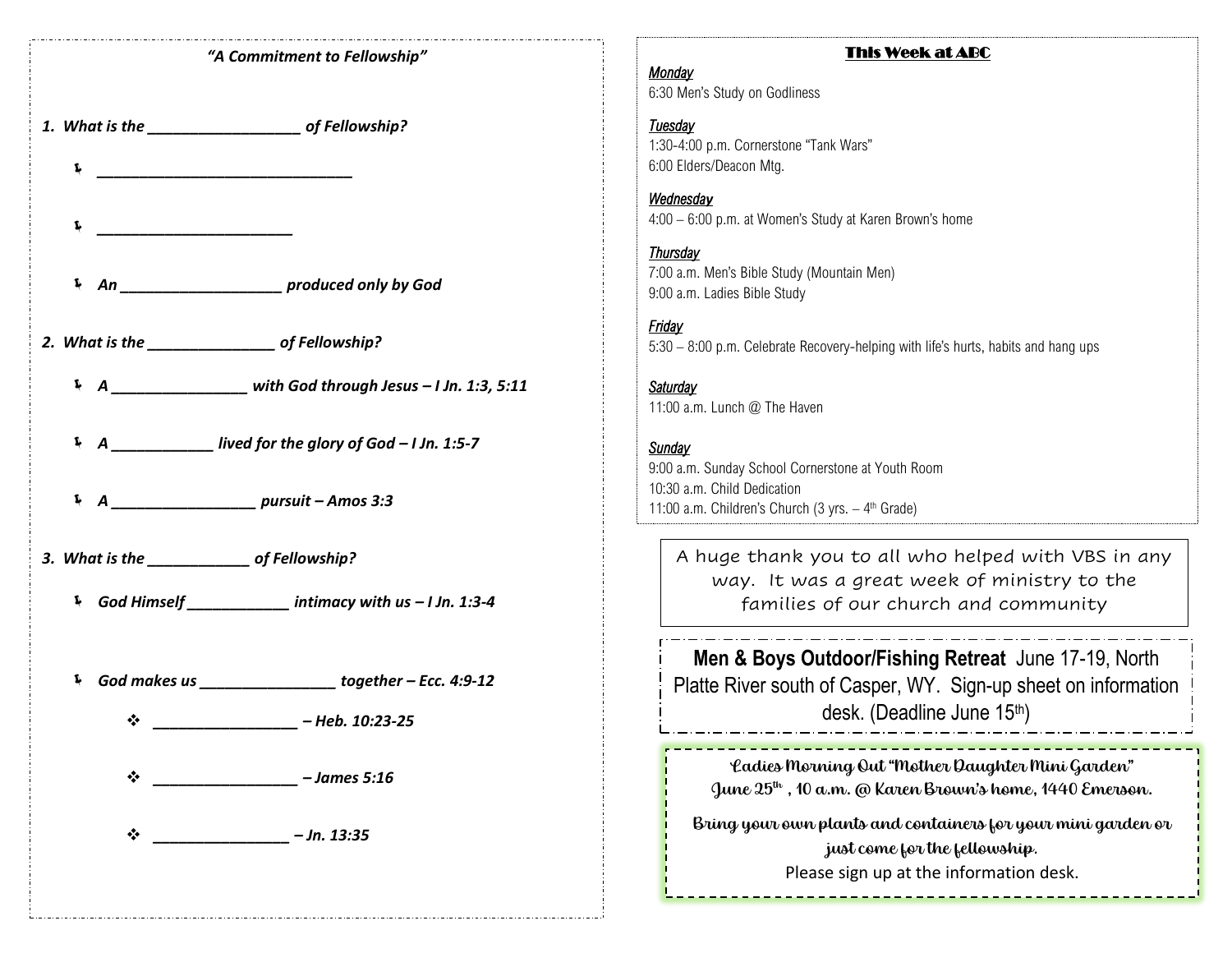*"A Commitment to Fellowship"*

1. ***What is the __________________ of Fellowship?***
   - ***______________________________***
   - ***______________________***
   - ***An ___________________ produced only by God***

2. ***What is the _______________ of Fellowship?***
   - ***A ________________ with God through Jesus – I Jn. 1:3, 5:11***
   - ***A ____________ lived for the glory of God – I Jn. 1:5-7***
   - ***A _________________ pursuit – Amos 3:3***

3. ***What is the ____________ of Fellowship?***
   - ***God Himself ____________ intimacy with us – I Jn. 1:3-4***
   - ***God makes us ________________ together – Ecc. 4:9-12***
     - ***_________________ – Heb. 10:23-25***
     - ***_________________ – James 5:16***
     - ***________________ – Jn. 13:35***

## This Week at ABC

***Monday***
6:30 Men's Study on Godliness

***Tuesday***
1:30-4:00 p.m. Cornerstone "Tank Wars"
6:00 Elders/Deacon Mtg.

***Wednesday***
4:00 – 6:00 p.m. at Women's Study at Karen Brown's home

***Thursday***
7:00 a.m. Men's Bible Study (Mountain Men)
9:00 a.m. Ladies Bible Study

***Friday***
5:30 – 8:00 p.m. Celebrate Recovery-helping with life's hurts, habits and hang ups

***Saturday***
11:00 a.m. Lunch @ The Haven

***Sunday***
9:00 a.m. Sunday School Cornerstone at Youth Room
10:30 a.m. Child Dedication
11:00 a.m. Children's Church (3 yrs. – 4th Grade)

A huge thank you to all who helped with VBS in any way. It was a great week of ministry to the families of our church and community

**Men & Boys Outdoor/Fishing Retreat** June 17-19, North Platte River south of Casper, WY. Sign-up sheet on information desk. (Deadline June 15th)

**Ladies Morning Out "Mother Daughter Mini Garden"**
**June 25th , 10 a.m. @ Karen Brown's home, 1440 Emerson.**

**Bring your own plants and containers for your mini garden or just come for the fellowship.**
Please sign up at the information desk.